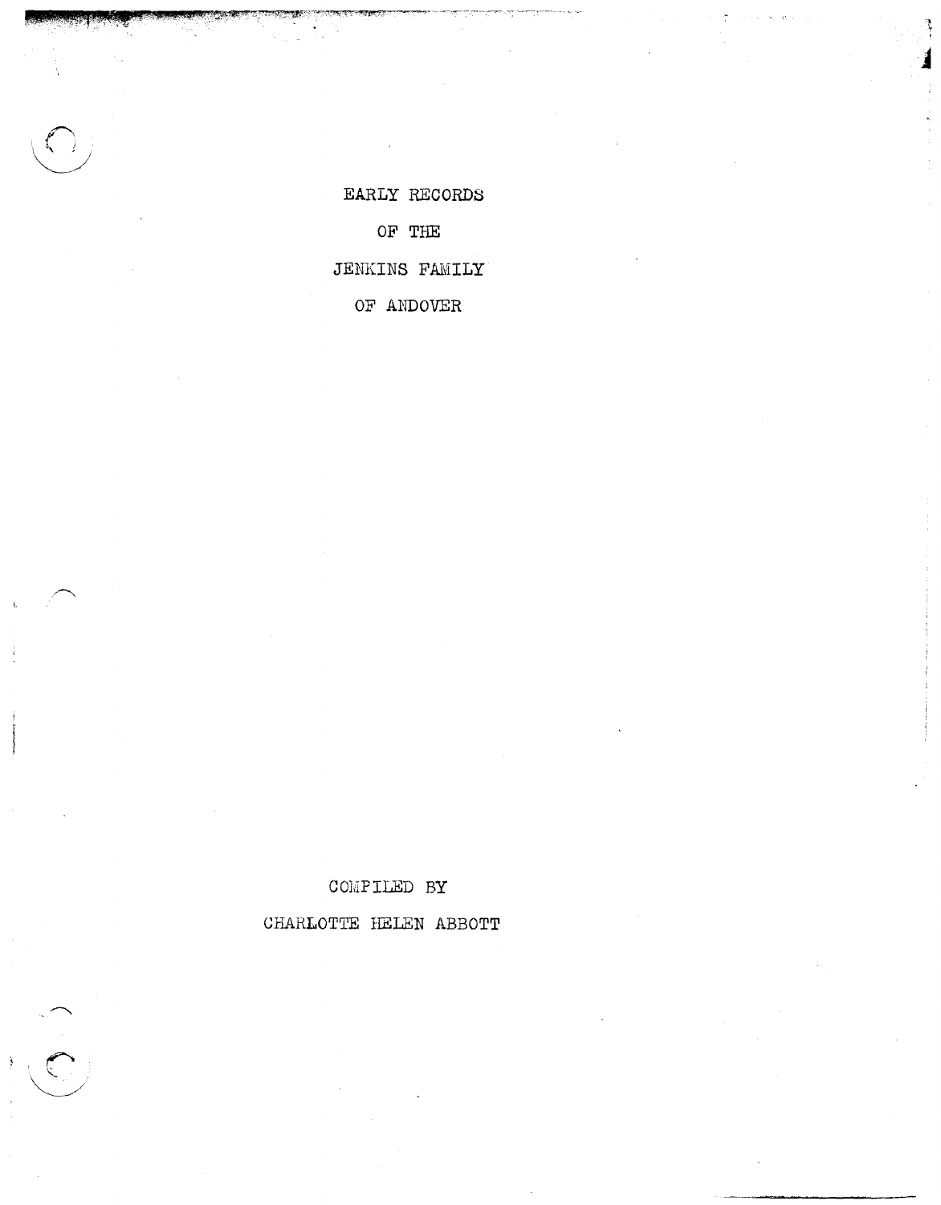# EARLY RECORDS OF THE JENKINS FAMILY OF ANDOVER

COMPILED BY

CHARLOTTE HELEN ABBOTT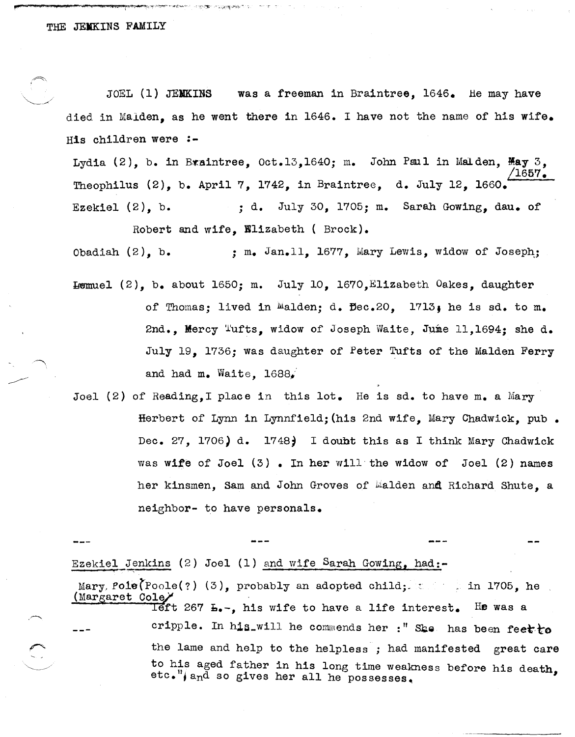THE JEMKINS FAMILY

JOEL (1) JEMKINS was a freeman in Braintree, 1646. He may have died in Malden, as he went there in 1646. I have not the name of his wife. His children were :-

Lydia (2), b. in Braintree, Oct.13,1640; m. John Paul in Malden, May 3, 1657.

Theophilus (2), b. April 7, 1742, in Braintree, d. July 12, 1660.

Ezekiel (2), b. ; d. July 30, 1705; m. Sarah Gowing, dau. of Robert and wife, Elizabeth ( Brock).

Obadiah (2), b. ; m. Jan.11, 1677, Mary Lewis, widow of Joseph;

Lemuel (2), b. about 1650; m. July 10, 1670,Elizabeth Oakes, daughter of Thomas; lived in Malden; d. Dec.20, 1713; he is sd. to m. 2nd., Mercy Tufts, widow of Joseph Waite, June 11,1694; she d. July 19, 1736; was daughter of Peter Tufts of the Malden Ferry and had m. Waite, 1688,

Joel (2) of Reading,I place in this lot. He is sd. to have m. a Mary Herbert of Lynn in Lynnfield;(his 2nd wife, Mary Chadwick, pub. Dec. 27, 1706) d. 1748) I doubt this as I think Mary Chadwick was wife of Joel (3) . In her will the widow of Joel (2) names her kinsmen, Sam and John Groves of Malden and Richard Shute, a neighbor- to have personals.

--- --- --- --

Ezekiel Jenkins (2) Joel (1) and wife Sarah Gowing, had:-

Mary Pole(Poole(?) (3), probably an adopted child; in 1705, he (Margaret Cole) left 267 L.-, his wife to have a life interest. He was a cripple. In his will he commends her :" She has been feet to the lame and help to the helpless ; had manifested great care to his aged father in his long time weakness before his death, etc."; and so gives her all he possesses.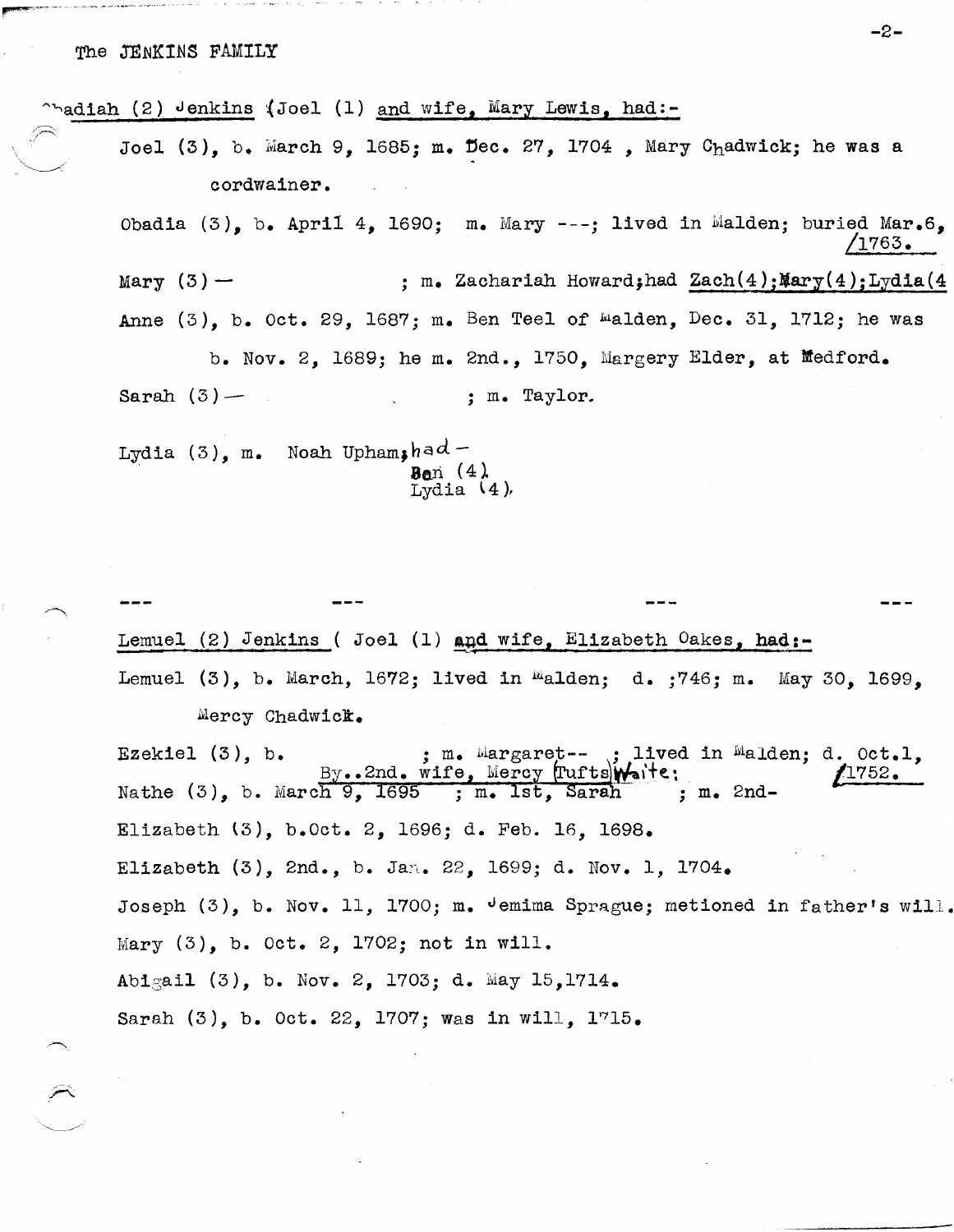The JENKINS FAMILY

Obadiah (2) Jenkins (Joel (1) and wife, Mary Lewis, had:-

Joel (3), b. March 9, 1685; m. Dec. 27, 1704 , Mary Chadwick; he was a cordwainer.

Obadia (3), b. April 4, 1690; m. Mary ---; lived in Malden; buried Mar.6, 1763.

Mary (3) — ; m. Zachariah Howard; had Zach(4); Mary(4); Lydia(4

Anne (3), b. Oct. 29, 1687; m. Ben Teel of Malden, Dec. 31, 1712; he was b. Nov. 2, 1689; he m. 2nd., 1750, Margery Elder, at Medford.

Sarah (3) — ; m. Taylor.

Lydia (3), m. Noah Upham; had -
Ben (4).
Lydia (4).

--- --- --- ---

Lemuel (2) Jenkins ( Joel (1) and wife, Elizabeth Oakes, had:-

Lemuel (3), b. March, 1672; lived in Malden; d. ;746; m. May 30, 1699, Mercy Chadwick.

Ezekiel (3), b. ; m. Margaret-- ; lived in Malden; d. Oct.1, 1752.

By..2nd. wife, Mercy (Tufts) Waite:

Nathe (3), b. March 9, 1695 ; m. 1st, Sarah ; m. 2nd-

Elizabeth (3), b.Oct. 2, 1696; d. Feb. 16, 1698.

Elizabeth (3), 2nd., b. Jan. 22, 1699; d. Nov. 1, 1704.

Joseph (3), b. Nov. 11, 1700; m. Jemima Sprague; metioned in father's will.

Mary (3), b. Oct. 2, 1702; not in will.

Abigail (3), b. Nov. 2, 1703; d. May 15,1714.

Sarah (3), b. Oct. 22, 1707; was in will, 1715.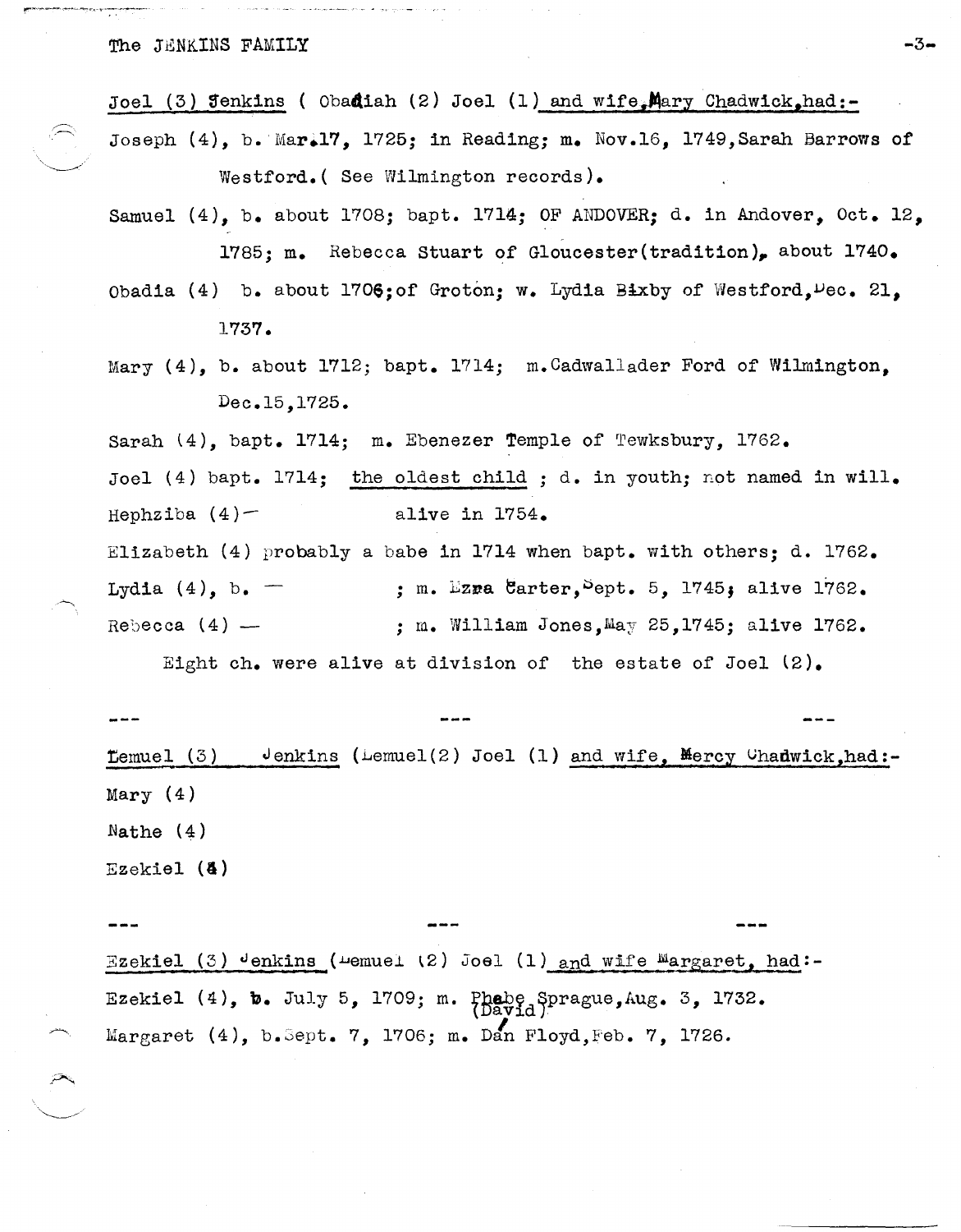Joel (3) Jenkins ( Obadiah (2) Joel (1) and wife, Mary Chadwick, had:-

Joseph (4), b. Mar.17, 1725; in Reading; m. Nov.16, 1749, Sarah Barrows of Westford. ( See Wilmington records).

Samuel (4), b. about 1708; bapt. 1714; OF ANDOVER; d. in Andover, Oct. 12, 1785; m. Rebecca Stuart of Gloucester(tradition), about 1740.

Obadia (4) b. about 1706; of Groton; w. Lydia Bixby of Westford, Dec. 21, 1737.

Mary (4), b. about 1712; bapt. 1714; m. Cadwallader Ford of Wilmington, Dec.15, 1725.

Sarah (4), bapt. 1714; m. Ebenezer Temple of Tewksbury, 1762.

Joel (4) bapt. 1714; the oldest child ; d. in youth; not named in will.

Hephziba (4)— alive in 1754.

Elizabeth (4) probably a babe in 1714 when bapt. with others; d. 1762.

Lydia (4), b. — ; m. Ezra Carter, Sept. 5, 1745; alive 1762.

Rebecca (4) — ; m. William Jones, May 25, 1745; alive 1762.

Eight ch. were alive at division of the estate of Joel (2).

--- --- ---

Lemuel (3) Jenkins (Lemuel(2) Joel (1) and wife, Mercy Chadwick, had:-

Mary (4)

Nathe (4)

Ezekiel (4)

--- --- ---

Ezekiel (3) Jenkins (Lemuel (2) Joel (1) and wife Margaret, had:-

Ezekiel (4), b. July 5, 1709; m. Phebe (David) Sprague, Aug. 3, 1732.

Margaret (4), b. Sept. 7, 1706; m. Dan Floyd, Feb. 7, 1726.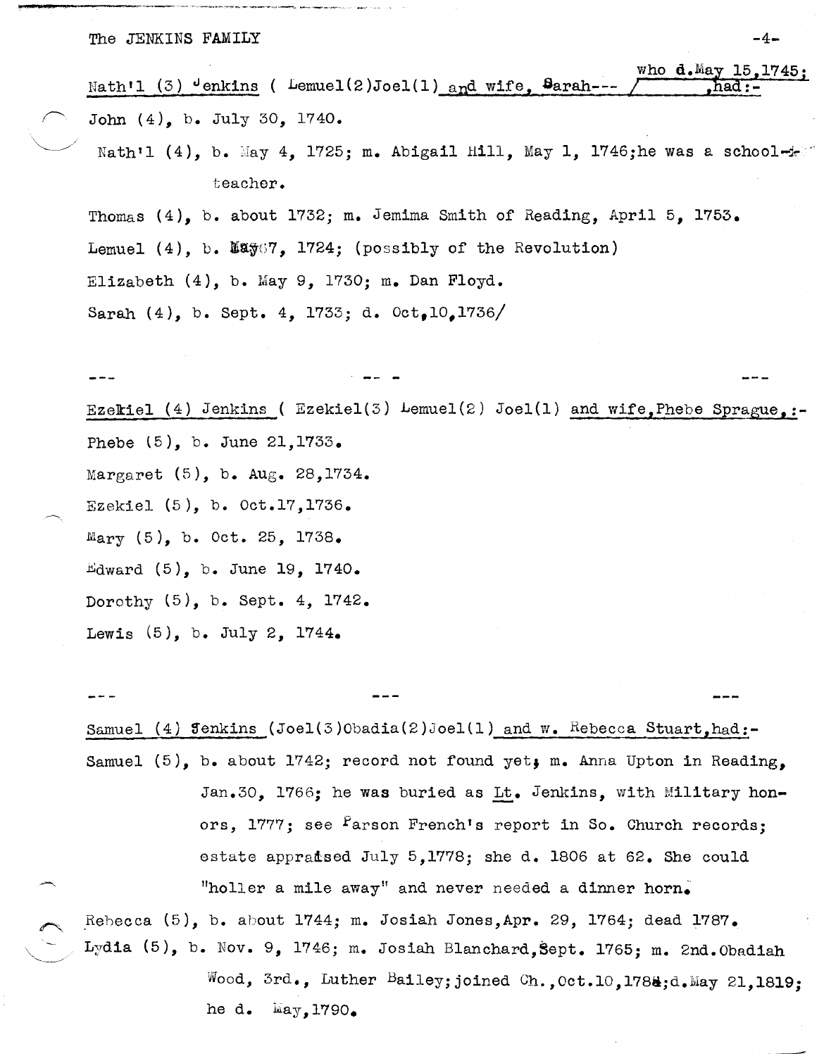Nath'l (3) Jenkins ( Lemuel(2)Joel(1) and wife, Sarah--- / who d.May 15,1745; had:-

John (4), b. July 30, 1740.

Nath'l (4), b. May 4, 1725; m. Abigail Hill, May 1, 1746;he was a school-teacher.

Thomas (4), b. about 1732; m. Jemima Smith of Reading, April 5, 1753.

Lemuel (4), b. May 7, 1724; (possibly of the Revolution)

Elizabeth (4), b. May 9, 1730; m. Dan Floyd.

Sarah (4), b. Sept. 4, 1733; d. Oct,10,1736/

--- --- ---

Ezekiel (4) Jenkins ( Ezekiel(3) Lemuel(2) Joel(1) and wife,Phebe Sprague,:-

Phebe (5), b. June 21,1733.

Margaret (5), b. Aug. 28,1734.

Ezekiel (5), b. Oct.17,1736.

Mary (5), b. Oct. 25, 1738.

Edward (5), b. June 19, 1740.

Dorothy (5), b. Sept. 4, 1742.

Lewis (5), b. July 2, 1744.

--- --- ---

Samuel (4) Jenkins (Joel(3)Obadia(2)Joel(1) and w. Rebecca Stuart,had:-

Samuel (5), b. about 1742; record not found yet; m. Anna Upton in Reading, Jan.30, 1766; he was buried as Lt. Jenkins, with Military honors, 1777; see Parson French's report in So. Church records; estate appraised July 5,1778; she d. 1806 at 62. She could "holler a mile away" and never needed a dinner horn.

Rebecca (5), b. about 1744; m. Josiah Jones,Apr. 29, 1764; dead 1787.

Lydia (5), b. Nov. 9, 1746; m. Josiah Blanchard,Sept. 1765; m. 2nd.Obadiah Wood, 3rd., Luther Bailey;joined Ch.,Oct.10,1784;d.May 21,1819; he d. May,1790.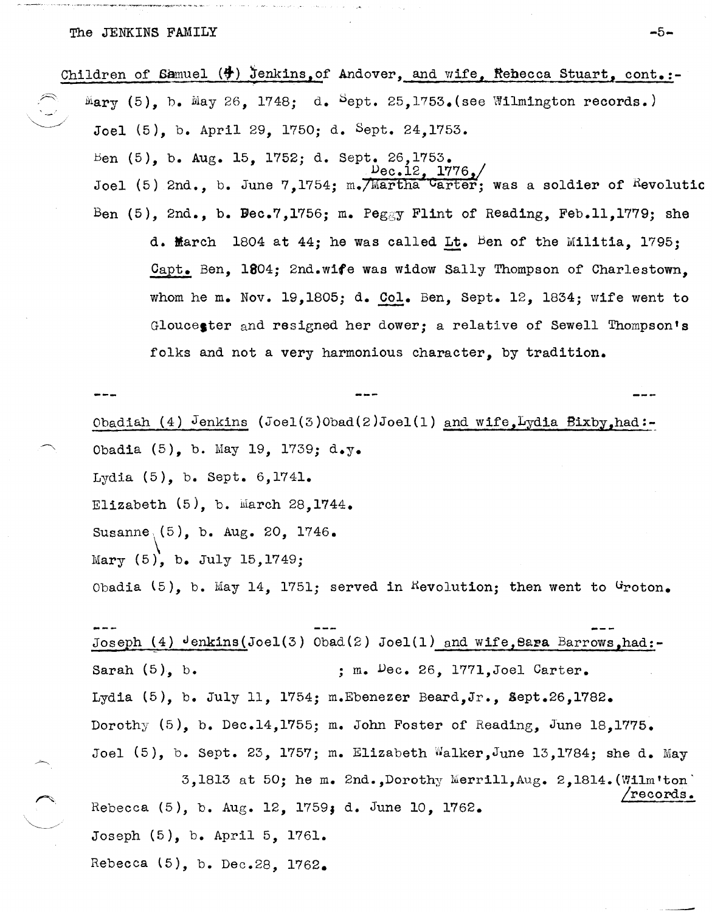Children of Samuel (4) Jenkins, of Andover, and wife, Rebecca Stuart, cont.:-

Mary (5), b. May 26, 1748; d. Sept. 25, 1753. (see Wilmington records.)

Joel (5), b. April 29, 1750; d. Sept. 24, 1753.

Ben (5), b. Aug. 15, 1752; d. Sept. 26, 1753.

Joel (5) 2nd., b. June 7, 1754; m. Dec. 12, 1776, Martha Carter; was a soldier of Revolutic

Ben (5), 2nd., b. Dec. 7, 1756; m. Peggy Flint of Reading, Feb. 11, 1779; she d. March 1804 at 44; he was called Lt. Ben of the Militia, 1795; Capt. Ben, 1804; 2nd. wife was widow Sally Thompson of Charlestown, whom he m. Nov. 19, 1805; d. Col. Ben, Sept. 12, 1834; wife went to Gloucester and resigned her dower; a relative of Sewell Thompson's folks and not a very harmonious character, by tradition.

--- --- ---

Obadiah (4) Jenkins (Joel(3) Obad(2) Joel(1) and wife, Lydia Bixby, had:-

Obadia (5), b. May 19, 1739; d.y.

Lydia (5), b. Sept. 6, 1741.

Elizabeth (5), b. March 28, 1744.

Susanne (5), b. Aug. 20, 1746.

Mary (5), b. July 15, 1749;

Obadia (5), b. May 14, 1751; served in Revolution; then went to Groton.

--- --- ---

Joseph (4) Jenkins (Joel(3) Obad(2) Joel(1) and wife, Sara Barrows, had:-

Sarah (5), b. ; m. Dec. 26, 1771, Joel Carter.

Lydia (5), b. July 11, 1754; m. Ebenezer Beard, Jr., Sept. 26, 1782.

Dorothy (5), b. Dec. 14, 1755; m. John Foster of Reading, June 18, 1775.

Joel (5), b. Sept. 23, 1757; m. Elizabeth Walker, June 13, 1784; she d. May 3, 1813 at 50; he m. 2nd., Dorothy Merrill, Aug. 2, 1814. (Wilm'ton records.

Rebecca (5), b. Aug. 12, 1759; d. June 10, 1762.

Joseph (5), b. April 5, 1761.

Rebecca (5), b. Dec. 28, 1762.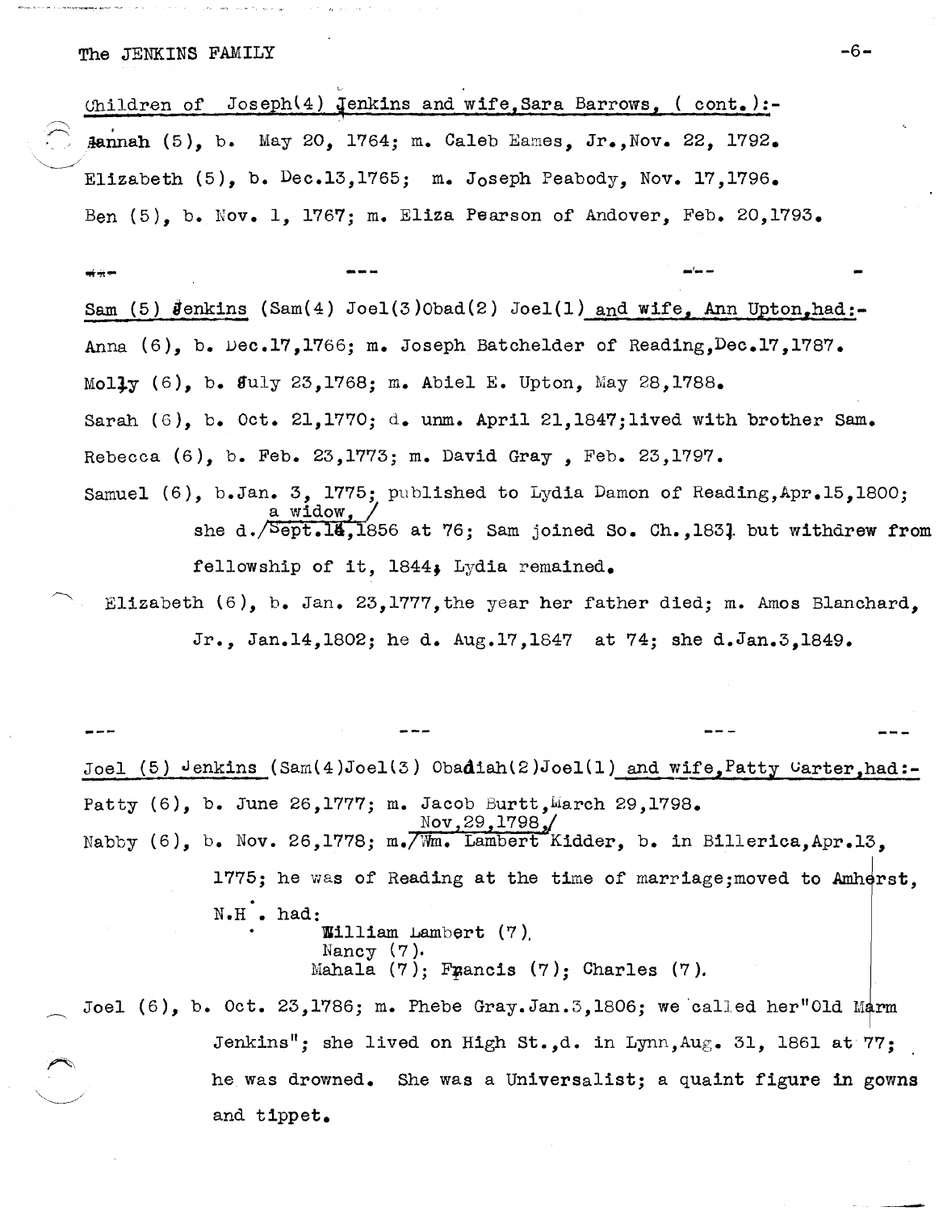Children of Joseph(4) Jenkins and wife, Sara Barrows, ( cont.):-

Hannah (5), b. May 20, 1764; m. Caleb Eames, Jr., Nov. 22, 1792.

Elizabeth (5), b. Dec.13,1765; m. Joseph Peabody, Nov. 17,1796.

Ben (5), b. Nov. 1, 1767; m. Eliza Pearson of Andover, Feb. 20,1793.

--- --- --- -

Sam (5) Jenkins (Sam(4) Joel(3)Obad(2) Joel(1) and wife, Ann Upton, had:-

Anna (6), b. Dec.17,1766; m. Joseph Batchelder of Reading, Dec.17,1787.

Molly (6), b. July 23,1768; m. Abiel E. Upton, May 28,1788.

Sarah (6), b. Oct. 21,1770; d. unm. April 21,1847; lived with brother Sam.

Rebecca (6), b. Feb. 23,1773; m. David Gray , Feb. 23,1797.

Samuel (6), b. Jan. 3, 1775; published to Lydia Damon of Reading, Apr.15,1800; she d. a widow, Sept.14,1856 at 76; Sam joined So. Ch., 1831 but withdrew from fellowship of it, 1844; Lydia remained.

Elizabeth (6), b. Jan. 23,1777, the year her father died; m. Amos Blanchard, Jr., Jan.14,1802; he d. Aug.17,1847 at 74; she d. Jan.3,1849.

--- --- --- ---

Joel (5) Jenkins (Sam(4)Joel(3) Obadiah(2)Joel(1) and wife, Patty Carter, had:-

Patty (6), b. June 26,1777; m. Jacob Burtt, March 29,1798.

Nabby (6), b. Nov. 26,1778; m. Nov. 29, 1798, Wm. Lambert Kidder, b. in Billerica, Apr.13, 1775; he was of Reading at the time of marriage; moved to Amherst, N.H. had:

- William Lambert (7).
- Nancy (7).
- Mahala (7); Francis (7); Charles (7).

Joel (6), b. Oct. 23,1786; m. Phebe Gray. Jan.3,1806; we called her "Old Marm Jenkins"; she lived on High St., d. in Lynn, Aug. 31, 1861 at 77; he was drowned. She was a Universalist; a quaint figure in gowns and tippet.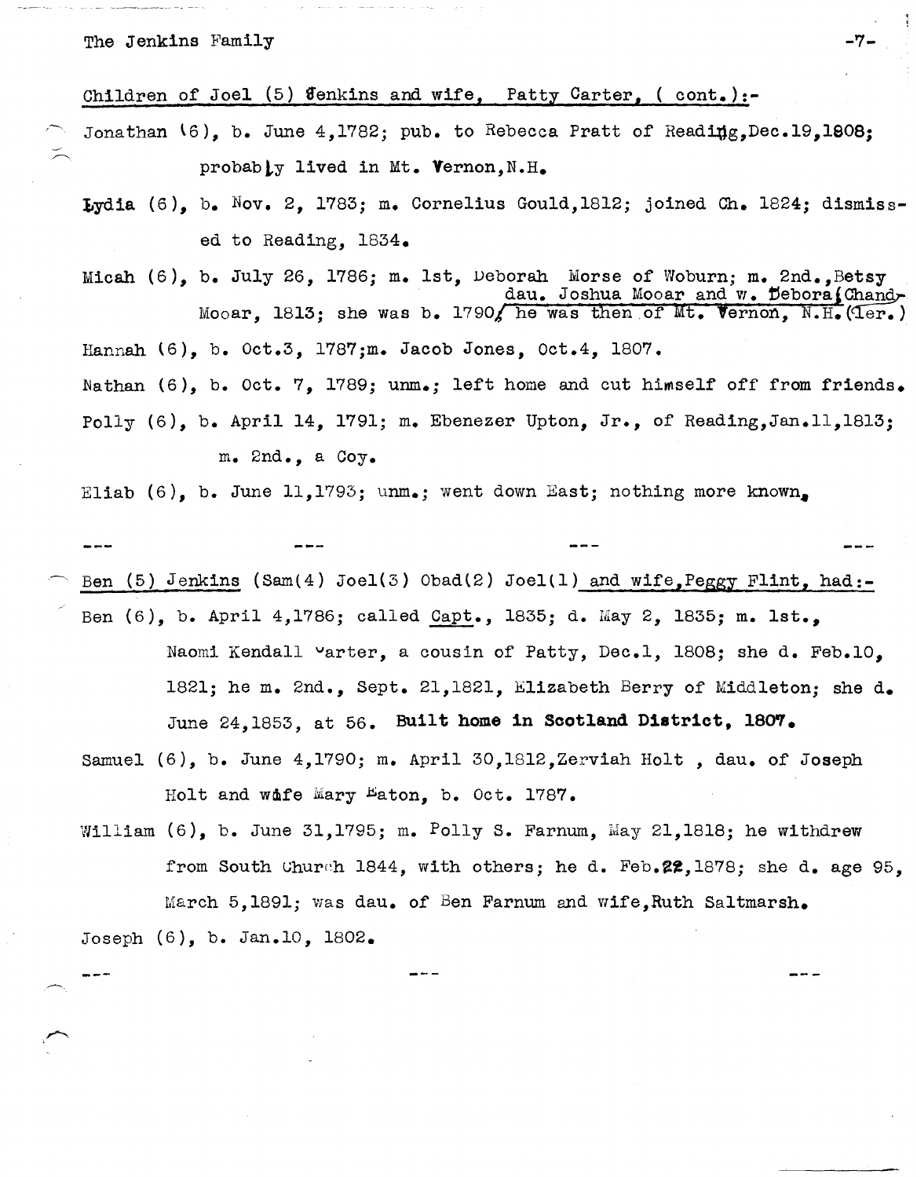Children of Joel (5) Jenkins and wife, Patty Carter, ( cont.):-

Jonathan (6), b. June 4,1782; pub. to Rebecca Pratt of Reading,Dec.19,1808; probably lived in Mt. Vernon,N.H.

Lydia (6), b. Nov. 2, 1783; m. Cornelius Gould,1812; joined Ch. 1824; dismissed to Reading, 1834.

Micah (6), b. July 26, 1786; m. 1st, Deborah Morse of Woburn; m. 2nd.,Betsy Mooar, 1813; she was b. 1790, dau. Joshua Mooar and w. Debora (Chand- he was then of Mt. Vernon, N.H.(ler.)

Hannah (6), b. Oct.3, 1787;m. Jacob Jones, Oct.4, 1807.

Nathan (6), b. Oct. 7, 1789; unm.; left home and cut himself off from friends.

Polly (6), b. April 14, 1791; m. Ebenezer Upton, Jr., of Reading,Jan.11,1813; m. 2nd., a Coy.

Eliab (6), b. June 11,1793; unm.; went down East; nothing more known.

--- --- --- ---

Ben (5) Jenkins (Sam(4) Joel(3) Obad(2) Joel(1) and wife,Peggy Flint, had:-

Ben (6), b. April 4,1786; called Capt., 1835; d. May 2, 1835; m. 1st., Naomi Kendall Carter, a cousin of Patty, Dec.1, 1808; she d. Feb.10, 1821; he m. 2nd., Sept. 21,1821, Elizabeth Berry of Middleton; she d. June 24,1853, at 56. **Built home in Scotland District, 1807.**

Samuel (6), b. June 4,1790; m. April 30,1812,Zerviah Holt , dau. of Joseph Holt and wife Mary Eaton, b. Oct. 1787.

William (6), b. June 31,1795; m. Polly S. Farnum, May 21,1818; he withdrew from South Church 1844, with others; he d. Feb.22,1878; she d. age 95, March 5,1891; was dau. of Ben Farnum and wife,Ruth Saltmarsh.

Joseph (6), b. Jan.10, 1802.

--- --- ---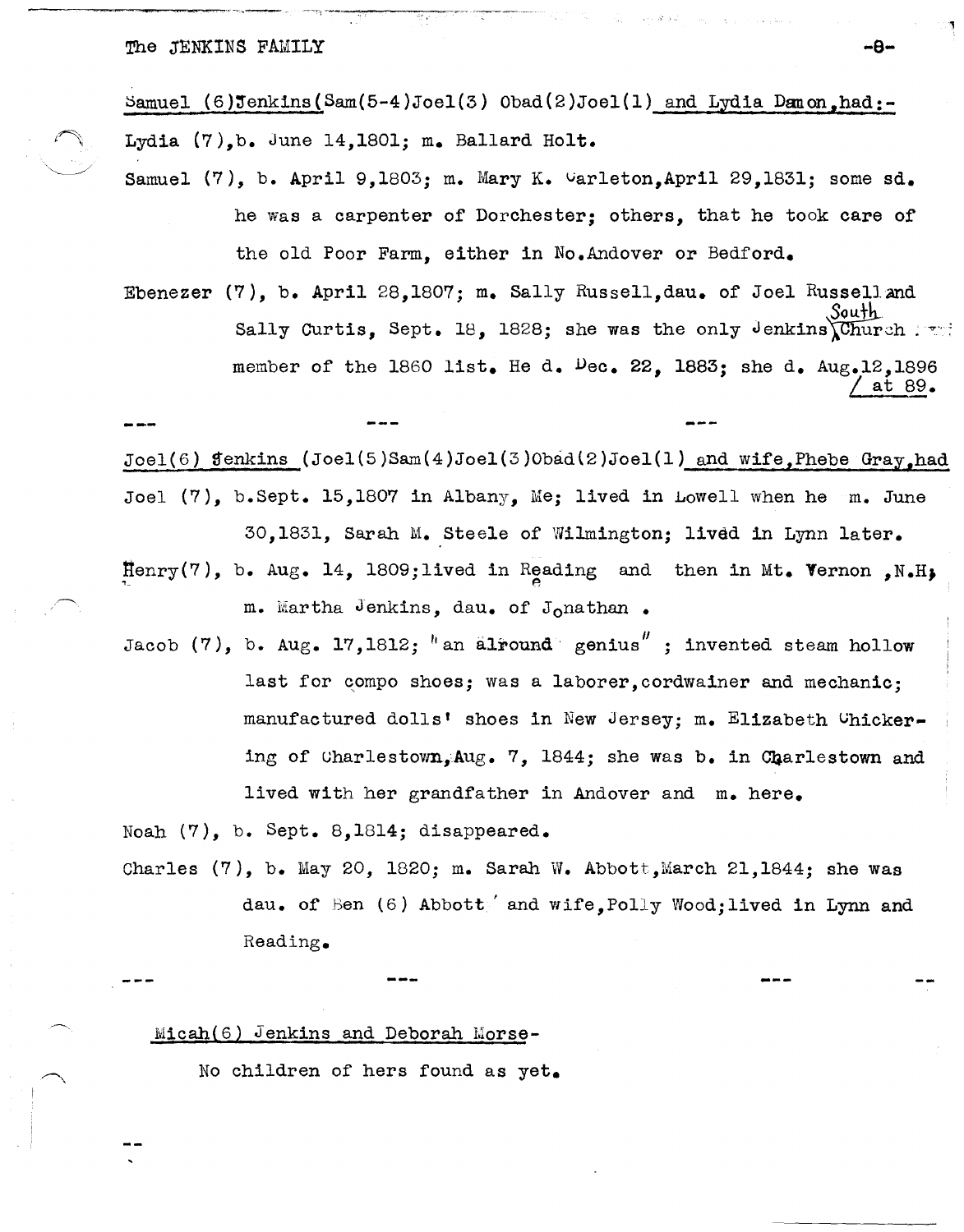Samuel (6)Jenkins(Sam(5-4)Joel(3) Obad(2)Joel(1) and Lydia Damon,had:-

Lydia (7),b. June 14,1801; m. Ballard Holt.

Samuel (7), b. April 9,1803; m. Mary K. Carleton,April 29,1831; some sd. he was a carpenter of Dorchester; others, that he took care of the old Poor Farm, either in No.Andover or Bedford.

Ebenezer (7), b. April 28,1807; m. Sally Russell,dau. of Joel Russell and Sally Curtis, Sept. 18, 1828; she was the only Jenkins South Church member of the 1860 list. He d. Dec. 22, 1883; she d. Aug.12,1896 at 89.

--- --- ---

Joel(6) Jenkins (Joel(5)Sam(4)Joel(3)Obad(2)Joel(1) and wife,Phebe Gray,had

Joel (7), b.Sept. 15,1807 in Albany, Me; lived in Lowell when he m. June 30,1831, Sarah M. Steele of Wilmington; lived in Lynn later.

Henry(7), b. Aug. 14, 1809;lived in Reading and then in Mt. Vernon ,N.H; m. Martha Jenkins, dau. of Jonathan .

Jacob (7), b. Aug. 17,1812; "an alround genius" ; invented steam hollow last for compo shoes; was a laborer,cordwainer and mechanic; manufactured dolls' shoes in New Jersey; m. Elizabeth Chickering of Charlestown, Aug. 7, 1844; she was b. in Charlestown and lived with her grandfather in Andover and m. here.

Noah (7), b. Sept. 8,1814; disappeared.

Charles (7), b. May 20, 1820; m. Sarah W. Abbott,March 21,1844; she was dau. of Ben (6) Abbott and wife,Polly Wood;lived in Lynn and Reading.

--- --- --- --

Micah(6) Jenkins and Deborah Morse-

No children of hers found as yet.

--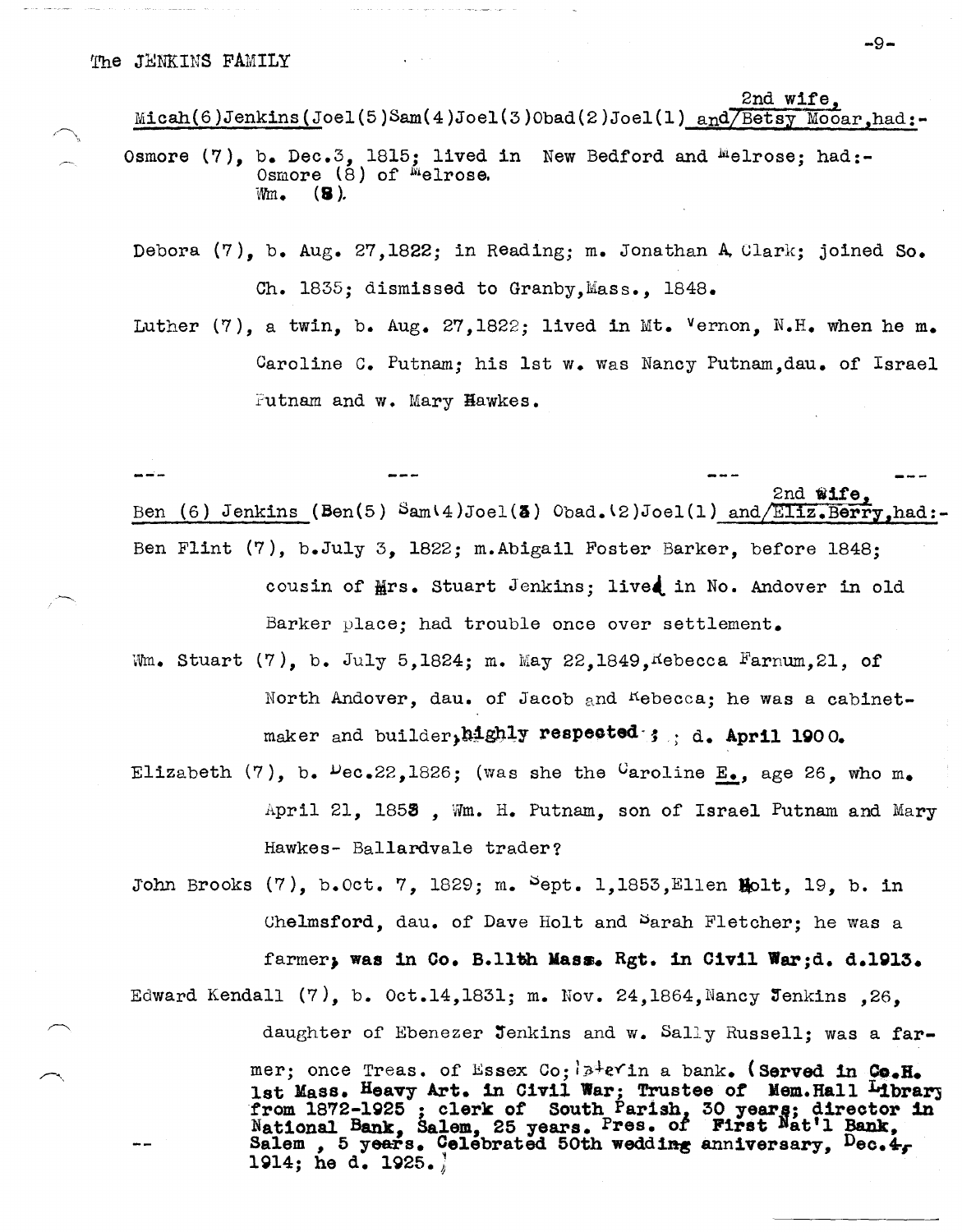Micah(6)Jenkins(Joel(5)Sam(4)Joel(3)Obad(2)Joel(1) and 2nd wife, Betsy Mooar, had:-

Osmore (7), b. Dec.3, 1815; lived in New Bedford and Melrose; had:-
Osmore (8) of Melrose.
Wm. (8).

Debora (7), b. Aug. 27,1822; in Reading; m. Jonathan A. Clark; joined So. Ch. 1835; dismissed to Granby,Mass., 1848.

Luther (7), a twin, b. Aug. 27,1822; lived in Mt. Vernon, N.H. when he m. Caroline C. Putnam; his 1st w. was Nancy Putnam,dau. of Israel Putnam and w. Mary Hawkes.

--- --- --- ---

Ben (6) Jenkins (Ben(5) Sam(4)Joel(3) Obad.(2)Joel(1) and 2nd wife, Eliz. Berry, had:-

Ben Flint (7), b.July 3, 1822; m.Abigail Foster Barker, before 1848; cousin of Mrs. Stuart Jenkins; lived in No. Andover in old Barker place; had trouble once over settlement.

Wm. Stuart (7), b. July 5,1824; m. May 22,1849,Rebecca Farnum,21, of North Andover, dau. of Jacob and Rebecca; he was a cabinet-maker and builder, **highly respected**; d. **April 1900.**

Elizabeth (7), b. Dec.22,1826; (was she the Caroline E., age 26, who m. April 21, 1853 , Wm. H. Putnam, son of Israel Putnam and Mary Hawkes- Ballardvale trader?

John Brooks (7), b.Oct. 7, 1829; m. Sept. 1,1853,Ellen Holt, 19, b. in Chelmsford, dau. of Dave Holt and Sarah Fletcher; he was a farmer, **was in Co. B.11th Mass. Rgt. in Civil War;d. d.1913.**

Edward Kendall (7), b. Oct.14,1831; m. Nov. 24,1864,Nancy Jenkins ,26, daughter of Ebenezer Jenkins and w. Sally Russell; was a farmer; once Treas. of Essex Co; later in a bank. (**Served in Co.H. 1st Mass. Heavy Art. in Civil War; Trustee of Mem.Hall Library from 1872-1925 ; clerk of South Parish, 30 years; director in National Bank, Salem, 25 years. Pres. of First Nat'l Bank, Salem , 5 years. Celebrated 50th wedding anniversary, Dec.4, 1914; he d. 1925.**)

--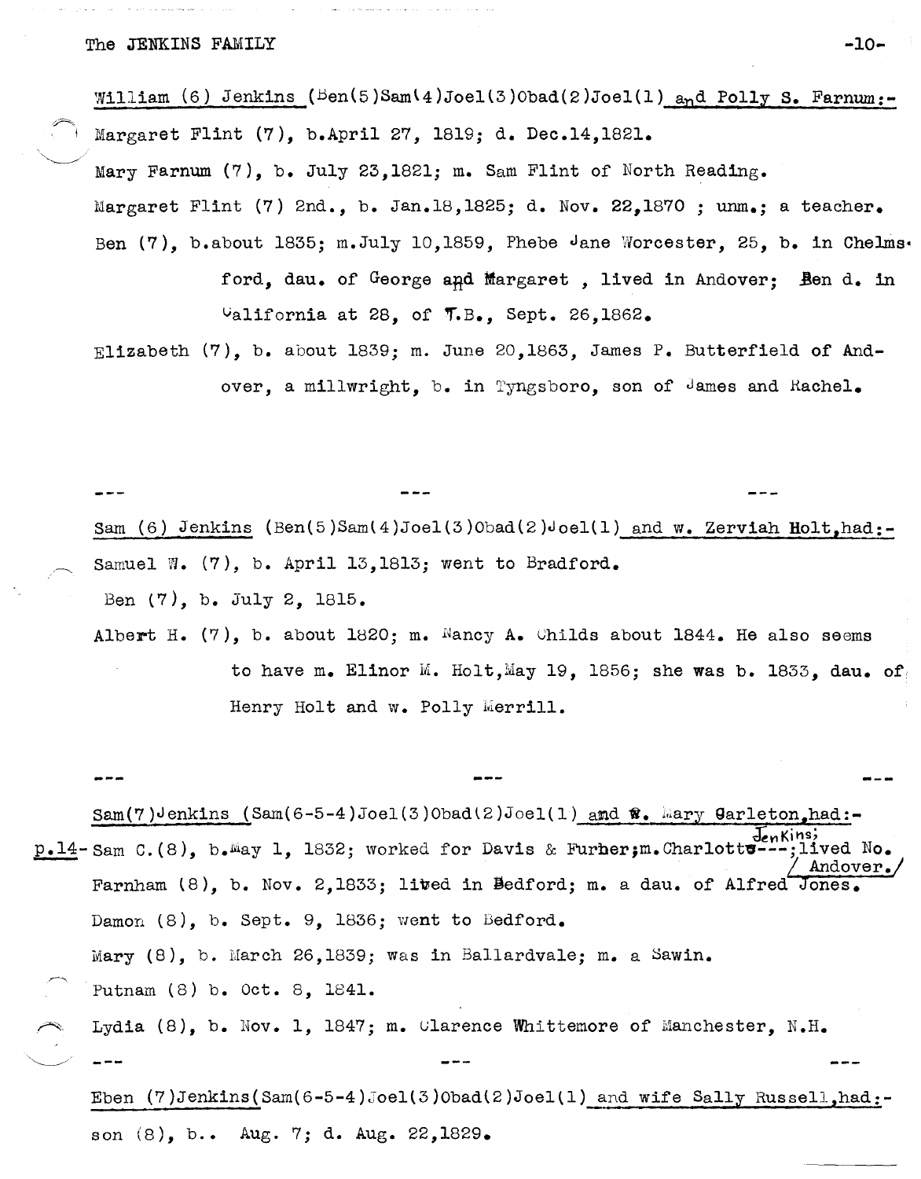William (6) Jenkins (Ben(5)Sam(4)Joel(3)Obad(2)Joel(1) and Polly S. Farnum:-

Margaret Flint (7), b.April 27, 1819; d. Dec.14,1821.

Mary Farnum (7), b. July 23,1821; m. Sam Flint of North Reading.

Margaret Flint (7) 2nd., b. Jan.18,1825; d. Nov. 22,1870 ; unm.; a teacher.

Ben (7), b.about 1835; m.July 10,1859, Phebe Jane Worcester, 25, b. in Chelmsford, dau. of George and Margaret , lived in Andover; Ben d. in California at 28, of T.B., Sept. 26,1862.

Elizabeth (7), b. about 1839; m. June 20,1863, James P. Butterfield of Andover, a millwright, b. in Tyngsboro, son of James and Rachel.

--- --- ---

Sam (6) Jenkins (Ben(5)Sam(4)Joel(3)Obad(2)Joel(1) and w. Zerviah Holt,had:-

Samuel W. (7), b. April 13,1813; went to Bradford.

Ben (7), b. July 2, 1815.

Albert H. (7), b. about 1820; m. Nancy A. Childs about 1844. He also seems to have m. Elinor M. Holt,May 19, 1856; she was b. 1833, dau. of Henry Holt and w. Polly Merrill.

--- --- ---

Sam(7)Jenkins (Sam(6-5-4)Joel(3)Obad(2)Joel(1) and w. Mary Carleton,had:-

p.14- Sam C.(8), b.May 1, 1832; worked for Davis & Furber;m.Charlotte Jenkins;lived No. Andover.

Farnham (8), b. Nov. 2,1833; lived in Bedford; m. a dau. of Alfred Jones.

Damon (8), b. Sept. 9, 1836; went to Bedford.

Mary (8), b. March 26,1839; was in Ballardvale; m. a Sawin.

Putnam (8) b. Oct. 8, 1841.

Lydia (8), b. Nov. 1, 1847; m. Clarence Whittemore of Manchester, N.H.

--- --- ---

Eben (7)Jenkins(Sam(6-5-4)Joel(3)Obad(2)Joel(1) and wife Sally Russell,had:-

son (8), b.. Aug. 7; d. Aug. 22,1829.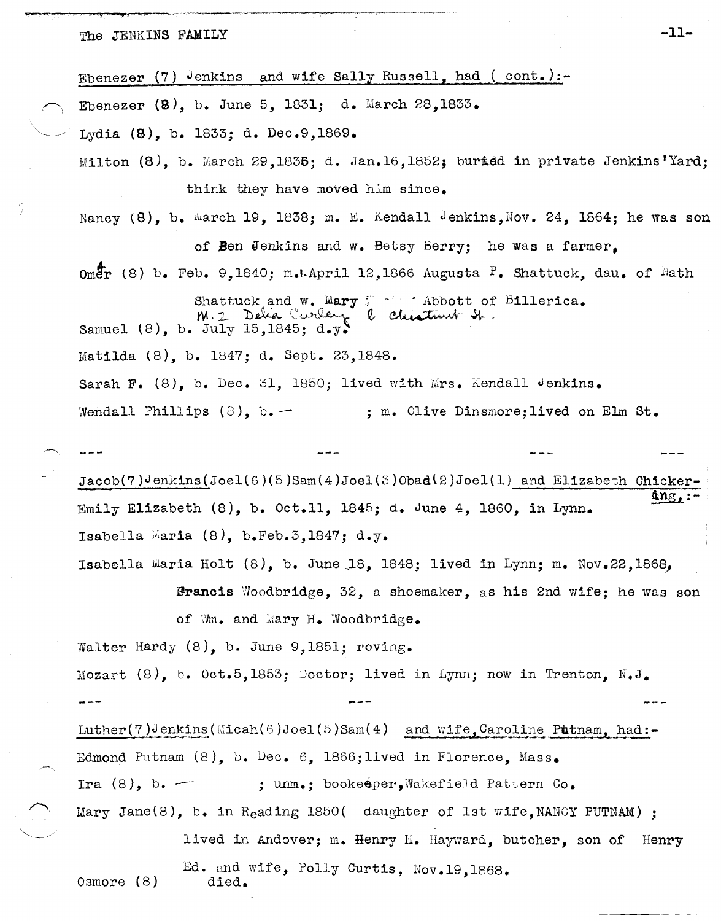Ebenezer (7) Jenkins and wife Sally Russell, had ( cont.):-

Ebenezer (8), b. June 5, 1831; d. March 28,1833.

Lydia (8), b. 1833; d. Dec.9,1869.

Milton (8), b. March 29,1836; d. Jan.16,1852; buried in private Jenkins'Yard; think they have moved him since.

Nancy (8), b. March 19, 1838; m. E. Kendall Jenkins,Nov. 24, 1864; he was son of Ben Jenkins and w. Betsy Berry; he was a farmer,

Omer (8) b. Feb. 9,1840; m.1.April 12,1866 Augusta P. Shattuck, dau. of Nath Shattuck and w. Mary ... Abbott of Billerica.
M. 2 Delia Curley l Chestnut St.

Samuel (8), b. July 15,1845; d.y.

Matilda (8), b. 1847; d. Sept. 23,1848.

Sarah F. (8), b. Dec. 31, 1850; lived with Mrs. Kendall Jenkins.

Wendall Phillips (8), b. — ; m. Olive Dinsmore;lived on Elm St.

--- --- --- ---

Jacob(7)Jenkins(Joel(6)(5)Sam(4)Joel(3)Obad(2)Joel(1) and Elizabeth Chickering,:-

Emily Elizabeth (8), b. Oct.11, 1845; d. June 4, 1860, in Lynn.

Isabella Maria (8), b.Feb.3,1847; d.y.

Isabella Maria Holt (8), b. June 18, 1848; lived in Lynn; m. Nov.22,1868, Francis Woodbridge, 32, a shoemaker, as his 2nd wife; he was son of Wm. and Mary H. Woodbridge.

Walter Hardy (8), b. June 9,1851; roving.

Mozart (8), b. Oct.5,1853; Doctor; lived in Lynn; now in Trenton, N.J.

--- --- ---

Luther(7)Jenkins(Micah(6)Joel(5)Sam(4) and wife,Caroline Putnam, had:-

Edmond Putnam (8), b. Dec. 6, 1866;lived in Florence, Mass.

Ira (8), b. — ; unm.; bookeeper,Wakefield Pattern Co.

Mary Jane(8), b. in Reading 1850( daughter of 1st wife,NANCY PUTNAM) ; lived in Andover; m. Henry H. Hayward, butcher, son of Henry Ed. and wife, Polly Curtis, Nov.19,1868.

Osmore (8) died.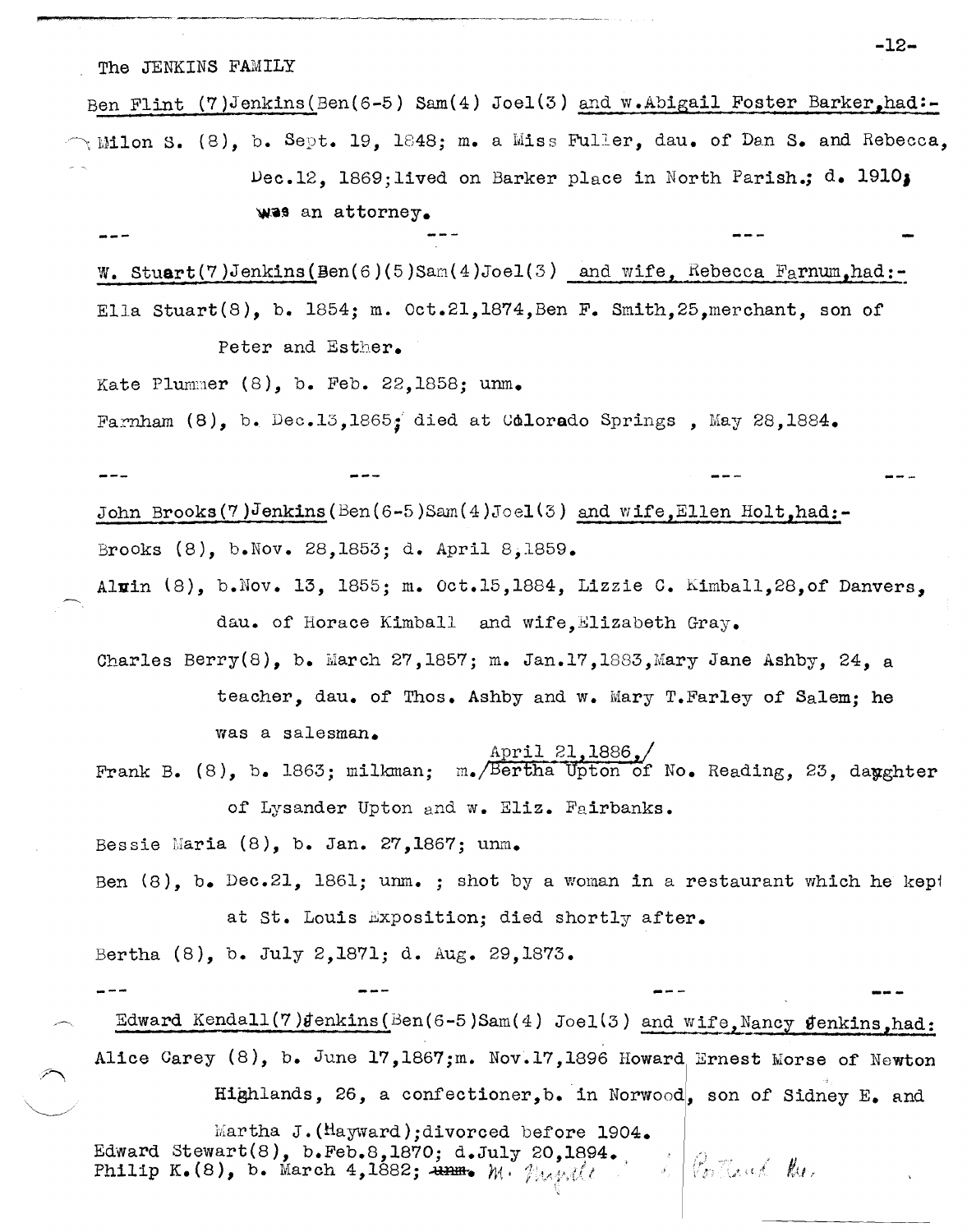The JENKINS FAMILY

Ben Flint (7)Jenkins(Ben(6-5) Sam(4) Joel(3) and w.Abigail Foster Barker,had:-

Milon S. (8), b. Sept. 19, 1848; m. a Miss Fuller, dau. of Dan S. and Rebecca, Dec.12, 1869;lived on Barker place in North Parish.; d. 1910; was an attorney.

--- --- --- ---

W. Stuart(7)Jenkins(Ben(6)(5)Sam(4)Joel(3) and wife, Rebecca Farnum,had:-

Ella Stuart(8), b. 1854; m. Oct.21,1874,Ben F. Smith,25,merchant, son of Peter and Esther.

Kate Plummer (8), b. Feb. 22,1858; unm.

Farnham (8), b. Dec.13,1865; died at Colorado Springs , May 28,1884.

--- --- --- ---

John Brooks(7)Jenkins(Ben(6-5)Sam(4)Joel(3) and wife,Ellen Holt,had:-

Brooks (8), b.Nov. 28,1853; d. April 8,1859.

Alwin (8), b.Nov. 13, 1855; m. Oct.15,1884, Lizzie C. Kimball,28,of Danvers, dau. of Horace Kimball and wife,Elizabeth Gray.

Charles Berry(8), b. March 27,1857; m. Jan.17,1883,Mary Jane Ashby, 24, a teacher, dau. of Thos. Ashby and w. Mary T.Farley of Salem; he was a salesman.

Frank B. (8), b. 1863; milkman; m./April 21,1886,/ Bertha Upton of No. Reading, 23, daughter of Lysander Upton and w. Eliz. Fairbanks.

Bessie Maria (8), b. Jan. 27,1867; unm.

Ben (8), b. Dec.21, 1861; unm. ; shot by a woman in a restaurant which he kept at St. Louis Exposition; died shortly after.

Bertha (8), b. July 2,1871; d. Aug. 29,1873.

--- --- --- ---

Edward Kendall(7)Jenkins(Ben(6-5)Sam(4) Joel(3) and wife,Nancy Jenkins,had:

Alice Carey (8), b. June 17,1867;m. Nov.17,1896 Howard Ernest Morse of Newton Highlands, 26, a confectioner,b. in Norwood, son of Sidney E. and Martha J.(Hayward);divorced before 1904.

Edward Stewart(8), b.Feb.8,1870; d.July 20,1894.

Philip K.(8), b. March 4,1882; ~~unm.~~ m. Myrtle ... Portland Me.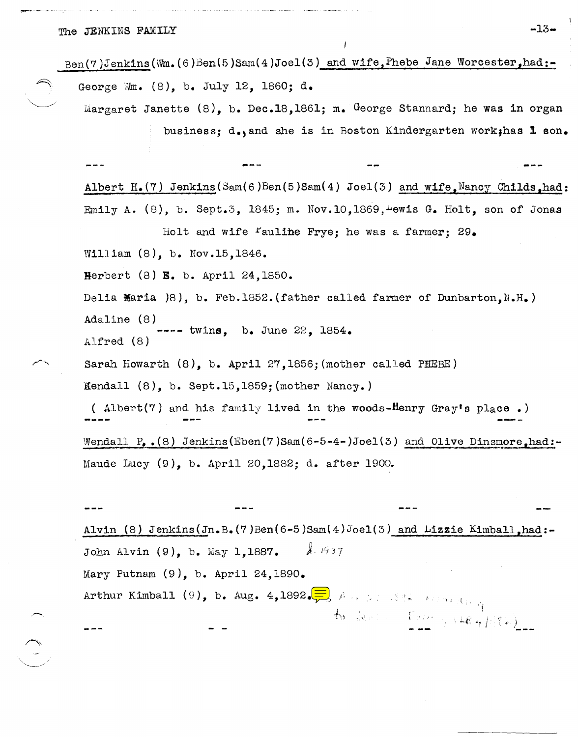Ben(7)Jenkins(Wm.(6)Ben(5)Sam(4)Joel(3) and wife, Phebe Jane Worcester, had:-

George Wm. (8), b. July 12, 1860; d.

Margaret Janette (8), b. Dec.18,1861; m. George Stannard; he was in organ business; d., and she is in Boston Kindergarten work; has 1 son.

--- --- -- ---

Albert H.(7) Jenkins(Sam(6)Ben(5)Sam(4) Joel(3) and wife, Nancy Childs, had:

Emily A. (8), b. Sept.3, 1845; m. Nov.10,1869, Lewis G. Holt, son of Jonas Holt and wife Pauline Frye; he was a farmer; 29.

William (8), b. Nov.15,1846.

Herbert (8) E. b. April 24,1850.

Delia Maria )8), b. Feb.1852.(father called farmer of Dunbarton,N.H.)

Adaline (8)
---- twins, b. June 22, 1854.
Alfred (8)

Sarah Howarth (8), b. April 27,1856;(mother called PHEBE)

Kendall (8), b. Sept.15,1859;(mother Nancy.)

( Albert(7) and his family lived in the woods-Henry Gray's place .)

---- --- --- ----

Wendall P. .(8) Jenkins(Eben(7)Sam(6-5-4-)Joel(3) and Olive Dinsmore, had:-

Maude Lucy (9), b. April 20,1882; d. after 1900.

--- --- --- --

Alvin (8) Jenkins(Jn.B.(7)Ben(6-5)Sam(4)Joel(3) and Lizzie Kimball, had:-

John Alvin (9), b. May 1,1887. d. 1937

Mary Putnam (9), b. April 24,1890.

Arthur Kimball (9), b. Aug. 4,1892.

--- - - --- ---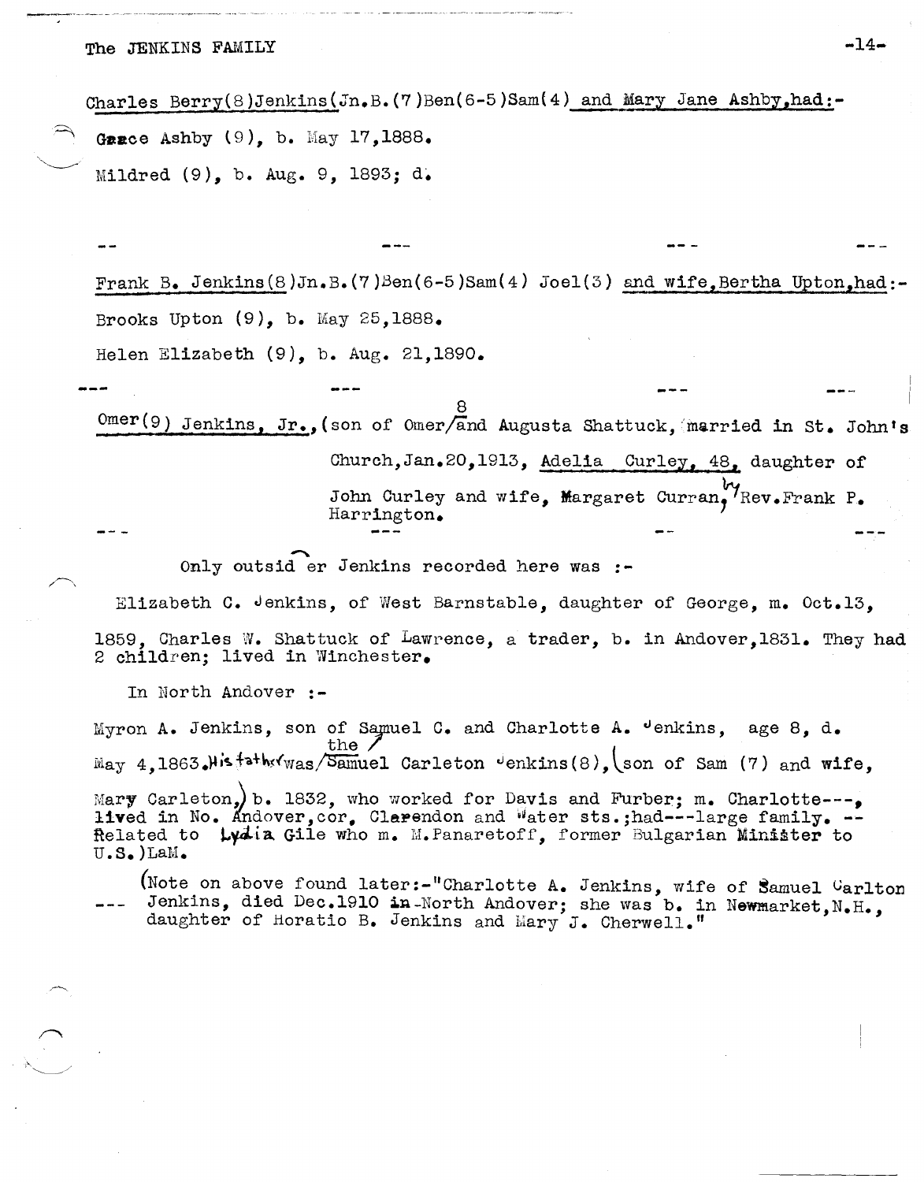Charles Berry(8)Jenkins(Jn.B.(7)Ben(6-5)Sam(4) and Mary Jane Ashby,had:-

Grace Ashby (9), b. May 17,1888.

Mildred (9), b. Aug. 9, 1893; d.

-- --- --- ---

Frank B. Jenkins(8)Jn.B.(7)Ben(6-5)Sam(4) Joel(3) and wife,Bertha Upton,had:-

Brooks Upton (9), b. May 25,1888.

Helen Elizabeth (9), b. Aug. 21,1890.

--- --- --- ---

Omer(9) Jenkins, Jr.,(son of Omer(8) and Augusta Shattuck, married in St. John's Church,Jan.20,1913, Adelia Curley, 48, daughter of John Curley and wife, Margaret Curran, by Rev.Frank P. Harrington.

--- --- -- ---

Only outsider Jenkins recorded here was :-

Elizabeth C. Jenkins, of West Barnstable, daughter of George, m. Oct.13, 1859, Charles W. Shattuck of Lawrence, a trader, b. in Andover,1831. They had 2 children; lived in Winchester.

In North Andover :-

Myron A. Jenkins, son of Samuel C. and Charlotte A. Jenkins, age 8, d. May 4,1863. His father was the Samuel Carleton Jenkins(8), (son of Sam (7) and wife, Mary Carleton,) b. 1832, who worked for Davis and Furber; m. Charlotte---, lived in No. Andover,cor. Clarendon and Water sts.;had---large family. -- Related to Lydia Gile who m. M.Panaretoff, former Bulgarian Minister to U.S.)LaM.

--- (Note on above found later:-"Charlotte A. Jenkins, wife of Samuel Carlton Jenkins, died Dec.1910 in North Andover; she was b. in Newmarket,N.H., daughter of Horatio B. Jenkins and Mary J. Cherwell."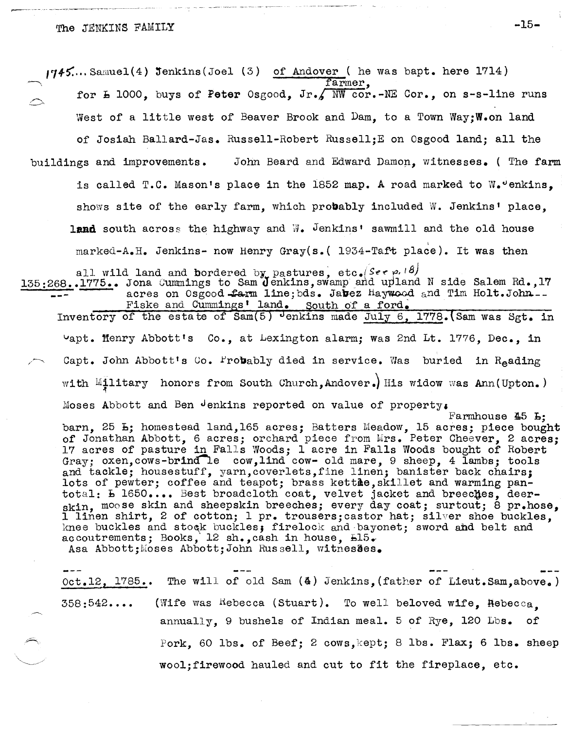1745.... Samuel(4) Jenkins(Joel (3) of Andover ( he was bapt. here 1714) farmer, for Ƀ 1000, buys of Peter Osgood, Jr./ NW cor.-NE Cor., on s-s-line runs West of a little west of Beaver Brook and Dam, to a Town Way;W.on land of Josiah Ballard-Jas. Russell-Robert Russell;E on Osgood land; all the buildings and improvements. John Beard and Edward Damon, witnesses. ( The farm is called T.C. Mason's place in the 1852 map. A road marked to W.Jenkins, shows site of the early farm, which probably included W. Jenkins' place, land south across the highway and W. Jenkins' sawmill and the old house marked-A.H. Jenkins- now Henry Gray(s.( 1934-Taft place). It was then all wild land and bordered by pastures, etc.(See p.18)

135:268..1775.. Jona Cummings to Sam Jenkins,swamp and upland N side Salem Rd.,17 acres on Osgood farm line;bds. Jabez Haywood and Tim Holt.John-- Fiske and Cummings' land. South of a ford.

Inventory of the estate of Sam(5) Jenkins made July 6, 1778.(Sam was Sgt. in Capt. Henry Abbott's Co., at Lexington alarm; was 2nd Lt. 1776, Dec., in Capt. John Abbott's Co. Probably died in service. Was buried in Reading with Military honors from South Church,Andover.) His widow was Ann(Upton.) Moses Abbott and Ben Jenkins reported on value of property; Farmhouse 45 Ƀ; barn, 25 Ƀ; homestead land,165 acres; Batters Meadow, 15 acres; piece bought of Jonathan Abbott, 6 acres; orchard piece from Mrs. Peter Cheever, 2 acres; 17 acres of pasture in Falls Woods; 1 acre in Falls Woods bought of Robert Gray; oxen,cows-brindle cow,lind cow- old mare, 9 sheep, 4 lambs; tools and tackle; housestuff, yarn,coverlets,fine linen; banister back chairs; lots of pewter; coffee and teapot; brass kettle,skillet and warming pan-total: Ƀ 1650.... Best broadcloth coat, velvet jacket and breeches, deer-skin, moose skin and sheepskin breeches; every day coat; surtout; 8 pr.hose, 1 linen shirt, 2 of cotton; 1 pr. trousers;castor hat; silver shoe buckles, knee buckles and stock buckles; firelock and bayonet; sword and belt and accoutrements; Books, 12 sh.,cash in house, Ƀ15.
Asa Abbott;Moses Abbott;John Russell, witnesses.

Oct.12, 1785.. The will of old Sam (4) Jenkins,(father of Lieut.Sam,above.)

358:542.... (Wife was Rebecca (Stuart). To well beloved wife, Rebecca, annually, 9 bushels of Indian meal. 5 of Rye, 120 Lbs. of Pork, 60 lbs. of Beef; 2 cows,kept; 8 lbs. Flax; 6 lbs. sheep wool;firewood hauled and cut to fit the fireplace, etc.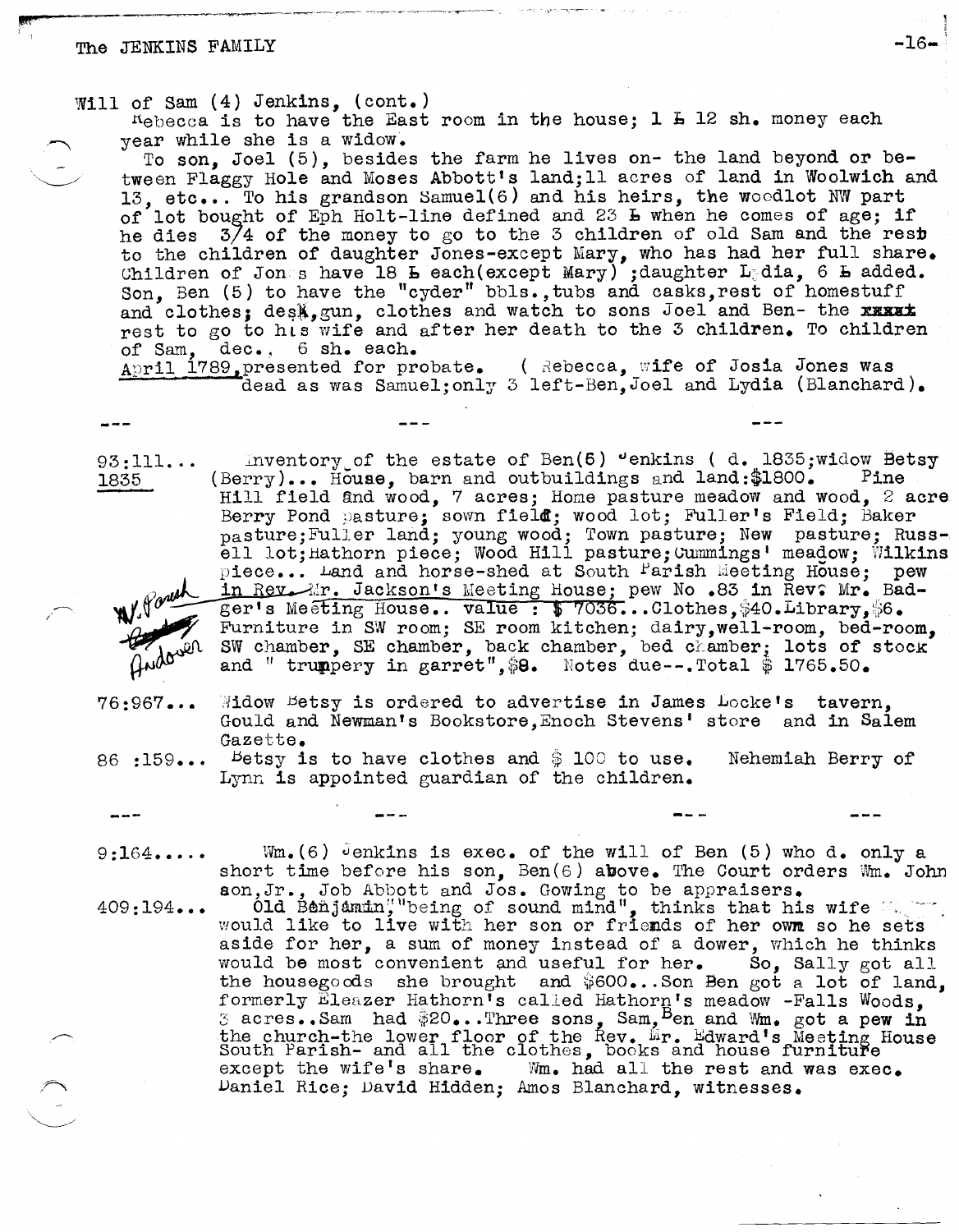Will of Sam (4) Jenkins, (cont.)

Rebecca is to have the East room in the house; 1 £ 12 sh. money each year while she is a widow.

To son, Joel (5), besides the farm he lives on- the land beyond or between Flaggy Hole and Moses Abbott's land;11 acres of land in Woolwich and 13, etc... To his grandson Samuel(6) and his heirs, the woodlot NW part of lot bought of Eph Holt-line defined and 23 £ when he comes of age; if he dies 3/4 of the money to go to the 3 children of old Sam and the rest to the children of daughter Jones-except Mary, who has had her full share. Children of Jones have 18 £ each(except Mary) ;daughter Lydia, 6 £ added. Son, Ben (5) to have the "cyder" bbls.,tubs and casks,rest of homestuff and clothes; desk,gun, clothes and watch to sons Joel and Ben- the ~~xxxxx~~ rest to go to his wife and after her death to the 3 children. To children of Sam, dec., 6 sh. each.

April 1789,presented for probate. ( Rebecca, wife of Josia Jones was dead as was Samuel;only 3 left-Ben,Joel and Lydia (Blanchard).

--- --- ---

93:111... 1835 — Inventory of the estate of Ben(6) Jenkins ( d. 1835;widow Betsy (Berry)... House, barn and outbuildings and land:$1800. Pine Hill field and wood, 7 acres; Home pasture meadow and wood, 2 acre Berry Pond pasture; sown field; wood lot; Fuller's Field; Baker pasture;Fuller land; young wood; Town pasture; New pasture; Russell lot;Hathorn piece; Wood Hill pasture;Cummings' meadow; Wilkins piece... Land and horse-shed at South Parish Meeting House; pew in Rev. Mr. Jackson's Meeting House; pew No .83 in Rev. Mr. Badger's Meeting House.. value : $ 7036...Clothes,$40.Library,$6. Furniture in SW room; SE room kitchen; dairy,well-room, bed-room, SW chamber, SE chamber, back chamber, bed chamber; lots of stock and " truppery in garret",$8. Notes due--.Total $ 1765.50.

*(handwritten margin note: W. Parish ~~........~~ Andover)*

76:967... Widow Betsy is ordered to advertise in James Locke's tavern, Gould and Newman's Bookstore,Enoch Stevens' store and in Salem Gazette.

86 :159... Betsy is to have clothes and $ 100 to use. Nehemiah Berry of Lynn is appointed guardian of the children.

--- --- --- ---

9:164..... Wm.(6) Jenkins is exec. of the will of Ben (5) who d. only a short time before his son, Ben(6) above. The Court orders Wm. Johnson,Jr., Job Abbott and Jos. Gowing to be appraisers.

409:194... Old Benjamin,"being of sound mind", thinks that his wife would like to live with her son or friends of her own so he sets aside for her, a sum of money instead of a dower, which he thinks would be most convenient and useful for her. So, Sally got all the housegoods she brought and $600...Son Ben got a lot of land, formerly Eleazer Hathorn's called Hathorn's meadow -Falls Woods, 3 acres..Sam had $20...Three sons, Sam,Ben and Wm. got a pew in the church-the lower floor of the Rev. Mr. Edward's Meeting House South Parish- and all the clothes, books and house furniture except the wife's share. Wm. had all the rest and was exec. Daniel Rice; David Hidden; Amos Blanchard, witnesses.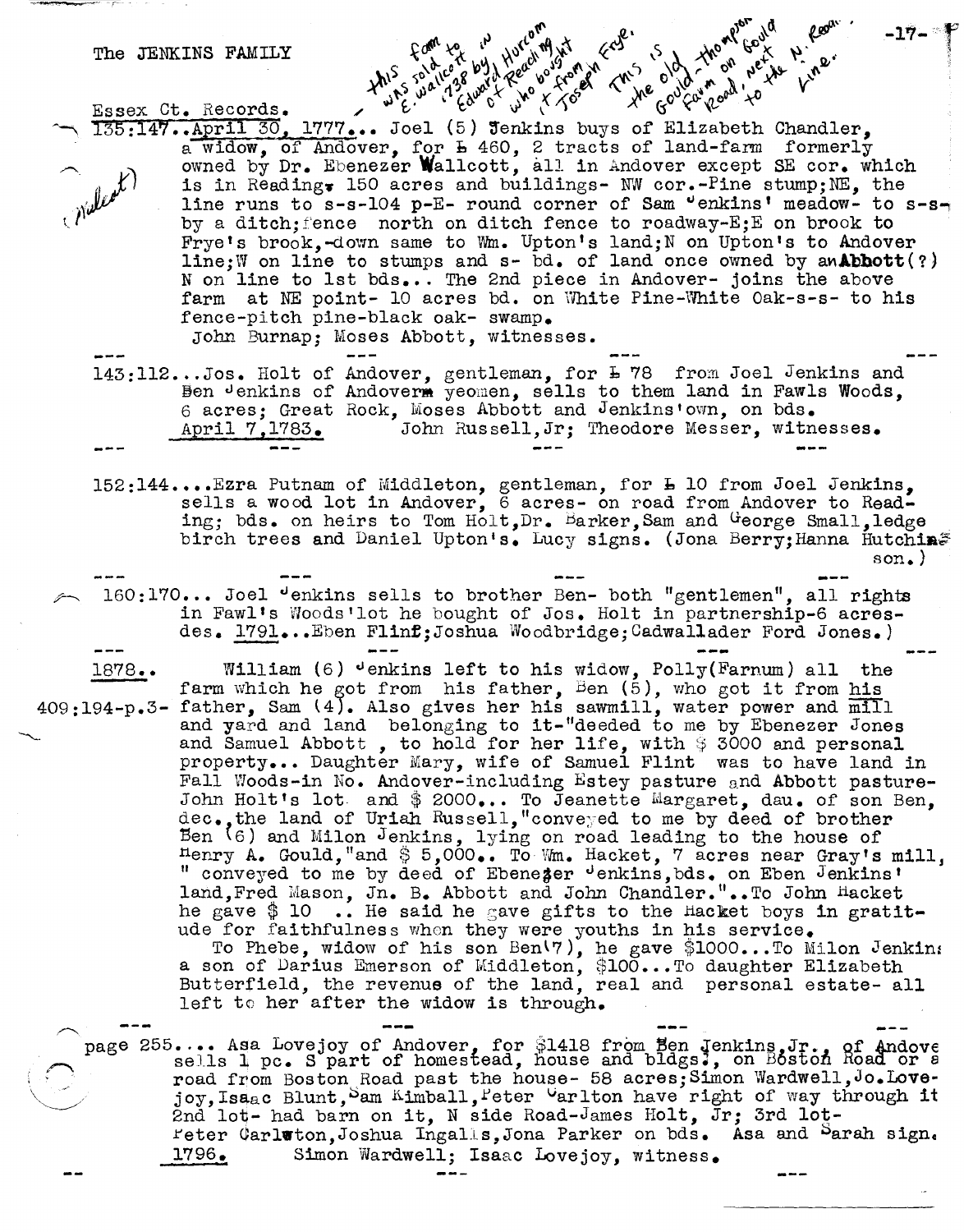The JENKINS FAMILY

this farm was sold to E. Wallcott in 1738 by Hurcom of Reading Edward Reading who bought it from Joseph Frye. This is the old Gould-Thompson Farm on Gould Road, next to the N. Reading Line.

Essex Ct. Records.

135:147..April 30, 1777... Joel (5) Jenkins buys of Elizabeth Chandler, a widow, of Andover, for £ 460, 2 tracts of land-farm formerly owned by Dr. Ebenezer Wallcott, all in Andover except SE cor. which is in Reading. 150 acres and buildings- NW cor.-Pine stump;NE, the line runs to s-s-104 p-E- round corner of Sam Jenkins' meadow- to s-s-by a ditch;fence north on ditch fence to roadway-E;E on brook to Frye's brook,-down same to Wm. Upton's land;N on Upton's to Andover line;W on line to stumps and s- bd. of land once owned by an **Abbott**(?) N on line to 1st bds... The 2nd piece in Andover- joins the above farm at NE point- 10 acres bd. on White Pine-White Oak-s-s- to his fence-pitch pine-black oak- swamp.
John Burnap; Moses Abbott, witnesses.

(Walcott)

143:112...Jos. Holt of Andover, gentleman, for £ 78 from Joel Jenkins and Ben Jenkins of Andover yeomen, sells to them land in Fawls Woods, 6 acres; Great Rock, Moses Abbott and Jenkins'own, on bds.
April 7,1783. John Russell,Jr; Theodore Messer, witnesses.

152:144....Ezra Putnam of Middleton, gentleman, for £ 10 from Joel Jenkins, sells a wood lot in Andover, 6 acres- on road from Andover to Reading; bds. on heirs to Tom Holt,Dr. Barker,Sam and George Small,ledge birch trees and Daniel Upton's. Lucy signs. (Jona Berry;Hanna Hutchinson.)

160:170... Joel Jenkins sells to brother Ben- both "gentlemen", all rights in Fawl's Woods'lot he bought of Jos. Holt in partnership-6 acres-des. 1791...Eben Flint;Joshua Woodbridge;Cadwallader Ford Jones.)

1878.. William (6) Jenkins left to his widow, Polly(Farnum) all the farm which he got from his father, Ben (5), who got it from his

409:194-p.3- father, Sam (4). Also gives her his sawmill, water power and mill and yard and land belonging to it-"deeded to me by Ebenezer Jones and Samuel Abbott , to hold for her life, with $ 3000 and personal property... Daughter Mary, wife of Samuel Flint was to have land in Fall Woods-in No. Andover-including Estey pasture and Abbott pasture-John Holt's lot and $ 2000... To Jeanette Margaret, dau. of son Ben, dec.,the land of Uriah Russell,"conveyed to me by deed of brother Ben (6) and Milon Jenkins, lying on road leading to the house of Henry A. Gould,"and $ 5,000.. To Wm. Hacket, 7 acres near Gray's mill, " conveyed to me by deed of Ebenezer Jenkins,bds. on Eben Jenkins' land,Fred Mason, Jn. B. Abbott and John Chandler."..To John Hacket he gave $ 10 .. He said he gave gifts to the Hacket boys in gratitude for faithfulness when they were youths in his service.
To Phebe, widow of his son Ben(7), he gave $1000...To Milon Jenkins a son of Darius Emerson of Middleton, $100...To daughter Elizabeth Butterfield, the revenue of the land, real and personal estate- all left to her after the widow is through.

page 255.... Asa Lovejoy of Andover, for $1418 from Ben Jenkins,Jr., of Andover sells 1 pc. S part of homestead, house and bldgs., on Boston Road or a road from Boston Road past the house- 58 acres;Simon Wardwell,Jo.Lovejoy,Isaac Blunt,Sam Kimball,Peter Carlton have right of way through it 2nd lot- had barn on it, N side Road-James Holt, Jr; 3rd lot-Peter Carlton,Joshua Ingalls,Jona Parker on bds. Asa and Sarah sign.
1796. Simon Wardwell; Isaac Lovejoy, witness.